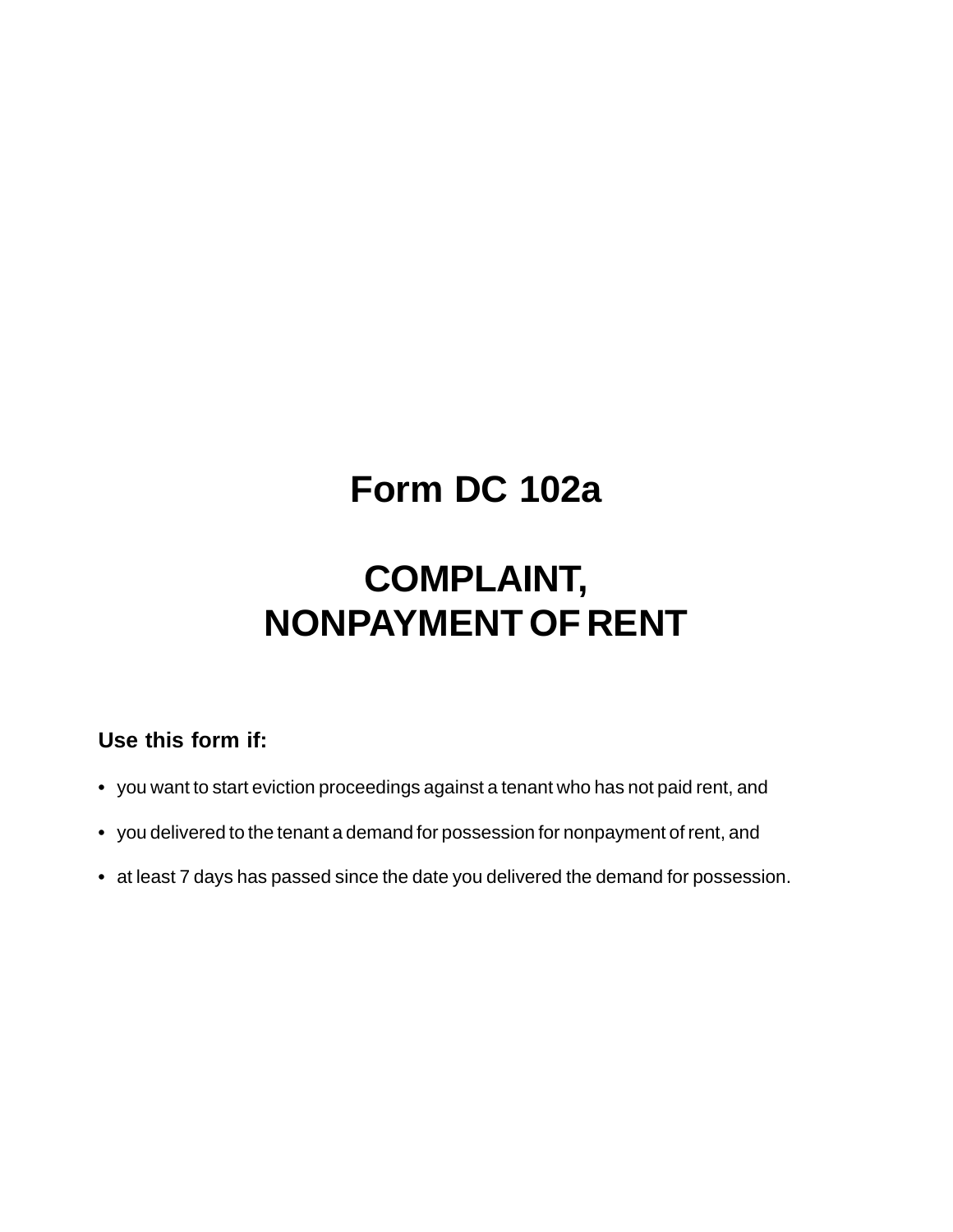# Form DC 102a

# COMPLAINT, NONPAYMENT OF RENT

**Use this form if:**

- you want to start eviction proceedings against a tenant who has not paid rent, and
- you delivered to the tenant a demand for possession for nonpayment of rent, and
- at least 7 days has passed since the date you delivered the demand for possession.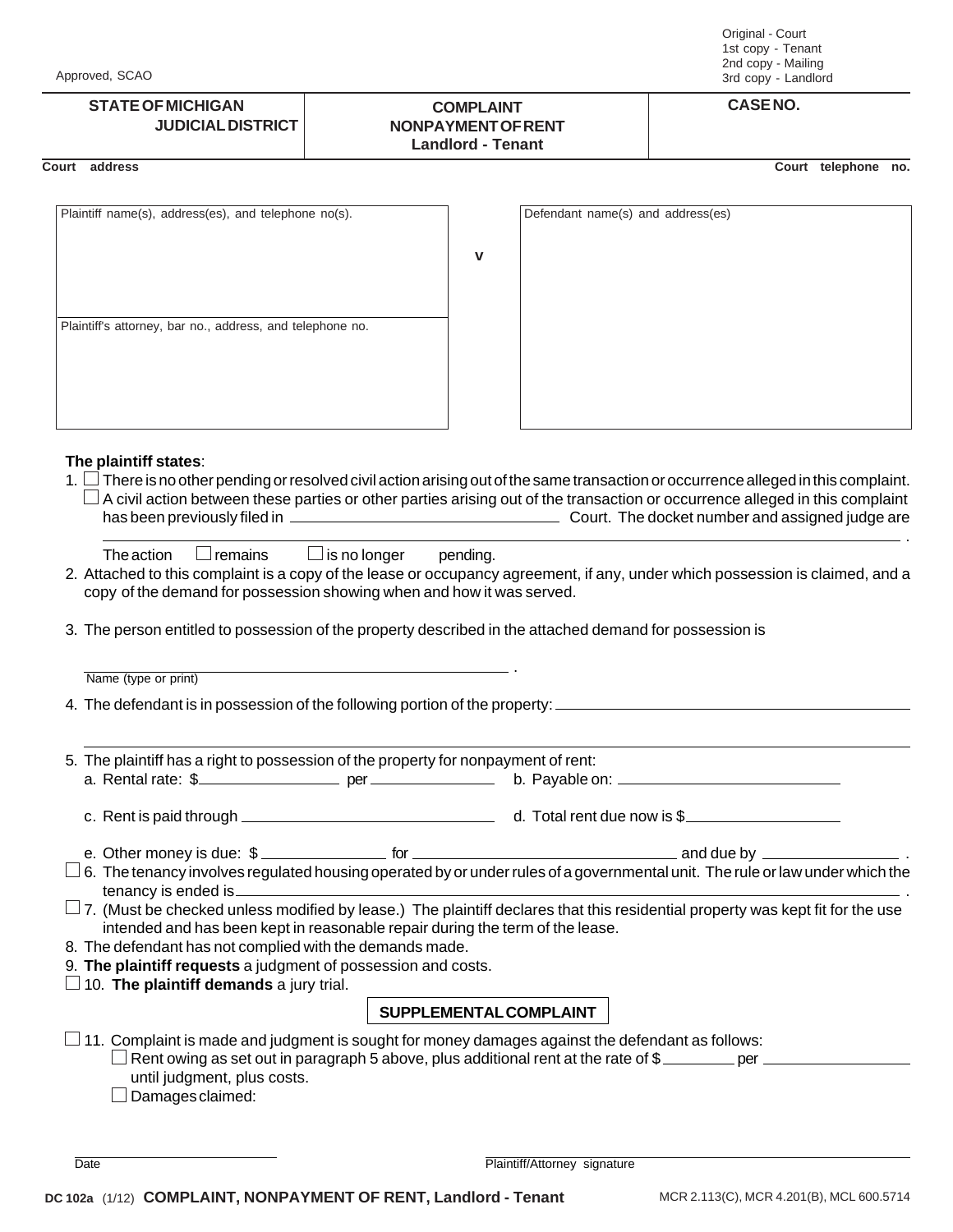Approved, SCAO

Original - Court
1st copy - Tenant
2nd copy - Mailing
3rd copy - Landlord

| STATE OF MICHIGAN JUDICIAL DISTRICT | COMPLAINT NONPAYMENT OF RENT Landlord - Tenant | CASE NO. |
|---|---|---|
| | | |

Court address | Court telephone no.

| Plaintiff name(s), address(es), and telephone no(s). | v | Defendant name(s) and address(es) |
|---|---|---|
| Plaintiff's attorney, bar no., address, and telephone no. | | |

**The plaintiff states**:

1. ☐ There is no other pending or resolved civil action arising out of the same transaction or occurrence alleged in this complaint.
   ☐ A civil action between these parties or other parties arising out of the transaction or occurrence alleged in this complaint has been previously filed in ______________________ Court. The docket number and assigned judge are ______________________.
   The action ☐ remains ☐ is no longer pending.
2. Attached to this complaint is a copy of the lease or occupancy agreement, if any, under which possession is claimed, and a copy of the demand for possession showing when and how it was served.
3. The person entitled to possession of the property described in the attached demand for possession is ______________________.
   Name (type or print)
4. The defendant is in possession of the following portion of the property: ______________________
5. The plaintiff has a right to possession of the property for nonpayment of rent:
   a. Rental rate: $__________ per __________ b. Payable on: __________
   c. Rent is paid through __________ d. Total rent due now is $__________
   e. Other money is due: $__________ for __________ and due by __________.
6. ☐ The tenancy involves regulated housing operated by or under rules of a governmental unit. The rule or law under which the tenancy is ended is __________.
7. ☐ (Must be checked unless modified by lease.) The plaintiff declares that this residential property was kept fit for the use intended and has been kept in reasonable repair during the term of the lease.
8. The defendant has not complied with the demands made.
9. **The plaintiff requests** a judgment of possession and costs.
10. ☐ **The plaintiff demands** a jury trial.

## SUPPLEMENTAL COMPLAINT

11. ☐ Complaint is made and judgment is sought for money damages against the defendant as follows:
    ☐ Rent owing as set out in paragraph 5 above, plus additional rent at the rate of $__________ per __________ until judgment, plus costs.
    ☐ Damages claimed:

______________________ Date | ______________________ Plaintiff/Attorney signature

DC 102a (1/12) **COMPLAINT, NONPAYMENT OF RENT, Landlord - Tenant** MCR 2.113(C), MCR 4.201(B), MCL 600.5714